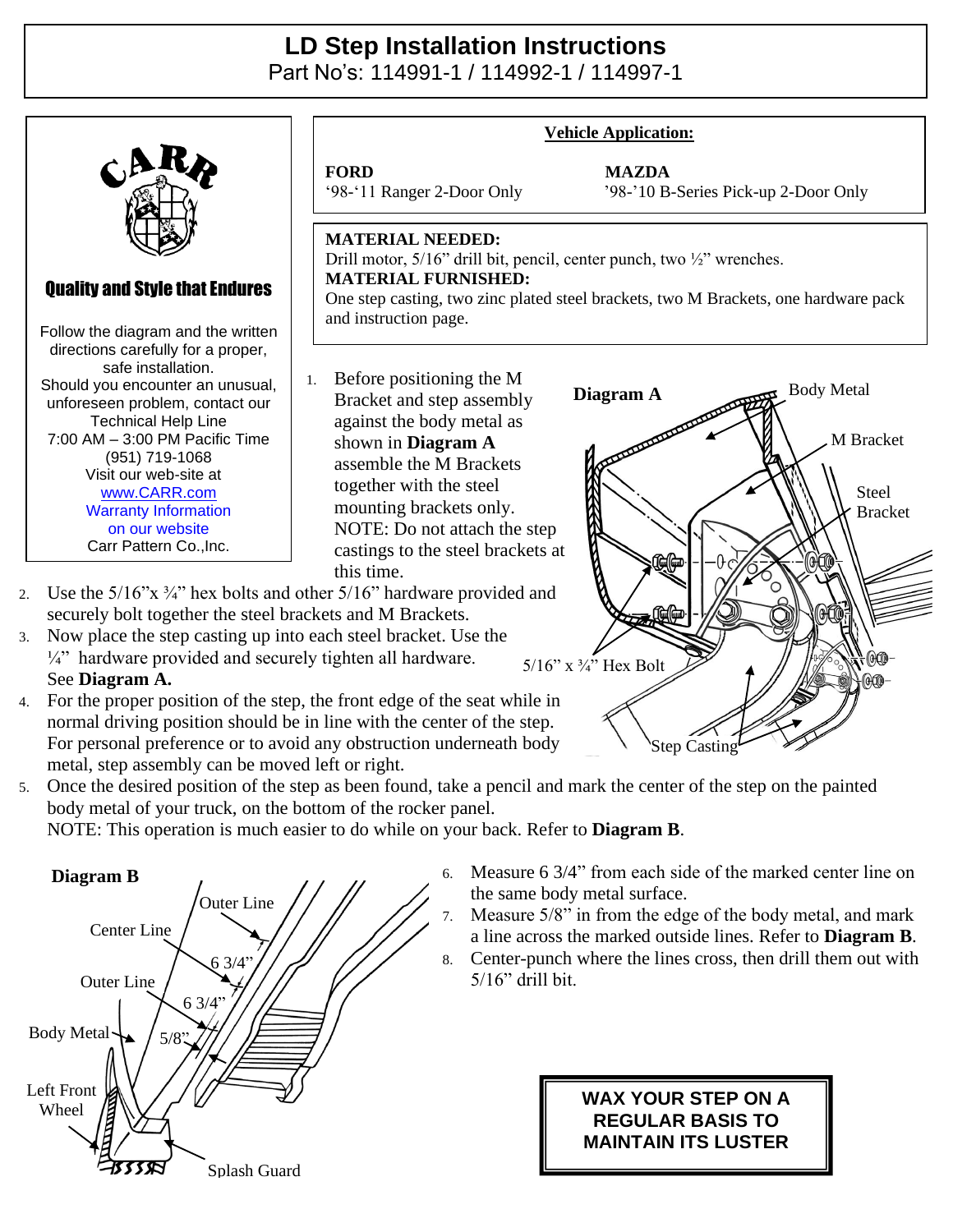# LD Step Installation Instructions

Part No's: 114991-1 / 114992-1 / 114997-1

**Quality and Style that Endures**

Follow the diagram and the written directions carefully for a proper, safe installation.
Should you encounter an unusual, unforeseen problem, contact our Technical Help Line
7:00 AM – 3:00 PM Pacific Time
(951) 719-1068
Visit our web-site at
www.CARR.com
Warranty Information on our website
Carr Pattern Co.,Inc.

**Vehicle Application:**

**FORD**
'98-'11 Ranger 2-Door Only

**MAZDA**
'98-'10 B-Series Pick-up 2-Door Only

**MATERIAL NEEDED:**
Drill motor, 5/16" drill bit, pencil, center punch, two ½" wrenches.
**MATERIAL FURNISHED:**
One step casting, two zinc plated steel brackets, two M Brackets, one hardware pack and instruction page.

1. Before positioning the M Bracket and step assembly against the body metal as shown in **Diagram A** assemble the M Brackets together with the steel mounting brackets only. NOTE: Do not attach the step castings to the steel brackets at this time.
2. Use the 5/16"x ¾" hex bolts and other 5/16" hardware provided and securely bolt together the steel brackets and M Brackets.
3. Now place the step casting up into each steel bracket. Use the ¼" hardware provided and securely tighten all hardware. See **Diagram A.**
4. For the proper position of the step, the front edge of the seat while in normal driving position should be in line with the center of the step. For personal preference or to avoid any obstruction underneath body metal, step assembly can be moved left or right.
5. Once the desired position of the step as been found, take a pencil and mark the center of the step on the painted body metal of your truck, on the bottom of the rocker panel.
   NOTE: This operation is much easier to do while on your back. Refer to **Diagram B**.
6. Measure 6 3/4" from each side of the marked center line on the same body metal surface.
7. Measure 5/8" in from the edge of the body metal, and mark a line across the marked outside lines. Refer to **Diagram B**.
8. Center-punch where the lines cross, then drill them out with 5/16" drill bit.

**Diagram A**

Body Metal, M Bracket, Steel Bracket, 5/16" x ¾" Hex Bolt, Step Casting

**Diagram B**

Outer Line, Center Line, 6 3/4", Outer Line, 6 3/4", Body Metal, 5/8", Left Front Wheel, Splash Guard

**WAX YOUR STEP ON A REGULAR BASIS TO MAINTAIN ITS LUSTER**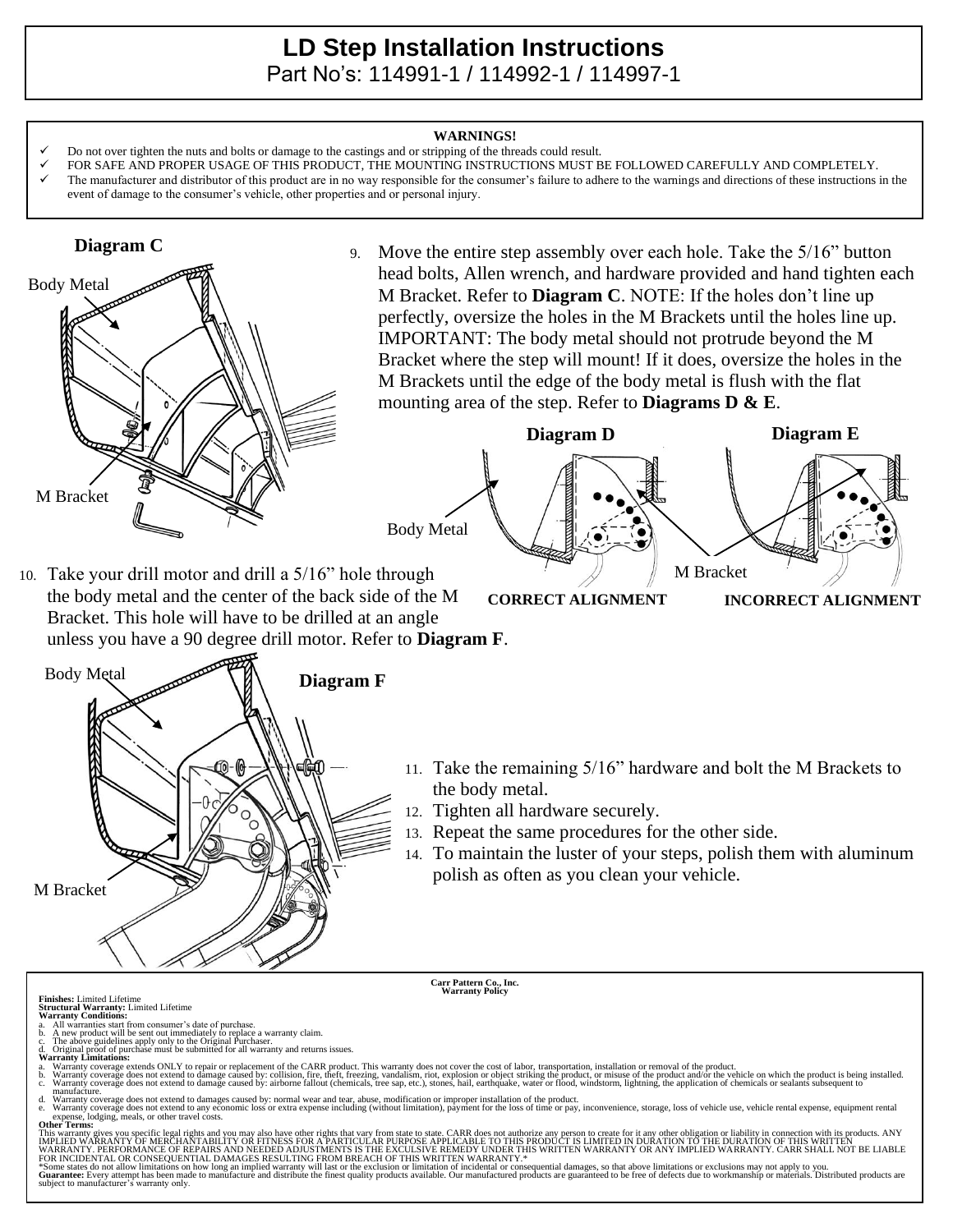# LD Step Installation Instructions

Part No's: 114991-1 / 114992-1 / 114997-1

**WARNINGS!**

- ✓ Do not over tighten the nuts and bolts or damage to the castings and or stripping of the threads could result.
- ✓ FOR SAFE AND PROPER USAGE OF THIS PRODUCT, THE MOUNTING INSTRUCTIONS MUST BE FOLLOWED CAREFULLY AND COMPLETELY.
- ✓ The manufacturer and distributor of this product are in no way responsible for the consumer's failure to adhere to the warnings and directions of these instructions in the event of damage to the consumer's vehicle, other properties and or personal injury.

**Diagram C**

Body Metal

M Bracket

9. Move the entire step assembly over each hole. Take the 5/16" button head bolts, Allen wrench, and hardware provided and hand tighten each M Bracket. Refer to **Diagram C**. NOTE: If the holes don't line up perfectly, oversize the holes in the M Brackets until the holes line up. IMPORTANT: The body metal should not protrude beyond the M Bracket where the step will mount! If it does, oversize the holes in the M Brackets until the edge of the body metal is flush with the flat mounting area of the step. Refer to **Diagrams D & E**.

**Diagram D** **Diagram E**

Body Metal

M Bracket

**CORRECT ALIGNMENT** **INCORRECT ALIGNMENT**

10. Take your drill motor and drill a 5/16" hole through the body metal and the center of the back side of the M Bracket. This hole will have to be drilled at an angle unless you have a 90 degree drill motor. Refer to **Diagram F**.

**Diagram F**

Body Metal

M Bracket

11. Take the remaining 5/16" hardware and bolt the M Brackets to the body metal.
12. Tighten all hardware securely.
13. Repeat the same procedures for the other side.
14. To maintain the luster of your steps, polish them with aluminum polish as often as you clean your vehicle.

**Carr Pattern Co., Inc.**
**Warranty Policy**

**Finishes:** Limited Lifetime
**Structural Warranty:** Limited Lifetime
**Warranty Conditions:**

a. All warranties start from consumer's date of purchase.
b. A new product will be sent out immediately to replace a warranty claim.
c. The above guidelines apply only to the Original Purchaser.
d. Original proof of purchase must be submitted for all warranty and returns issues.

**Warranty Limitations:**

a. Warranty coverage extends ONLY to repair or replacement of the CARR product. This warranty does not cover the cost of labor, transportation, installation or removal of the product.
b. Warranty coverage does not extend to damage caused by: collision, fire, theft, freezing, vandalism, riot, explosion or object striking the product, or misuse of the product and/or the vehicle on which the product is being installed.
c. Warranty coverage does not extend to damage caused by: airborne fallout (chemicals, tree sap, etc.), stones, hail, earthquake, water or flood, windstorm, lightning, the application of chemicals or sealants subsequent to manufacture.
d. Warranty coverage does not extend to damages caused by: normal wear and tear, abuse, modification or improper installation of the product.
e. Warranty coverage does not extend to any economic loss or extra expense including (without limitation), payment for the loss of time or pay, inconvenience, storage, loss of vehicle use, vehicle rental expense, equipment rental expense, lodging, meals, or other travel costs.

**Other Terms:**

This warranty gives you specific legal rights and you may also have other rights that vary from state to state. CARR does not authorize any person to create for it any other obligation or liability in connection with its products. ANY IMPLIED WARRANTY OF MERCHANTABILITY OR FITNESS FOR A PARTICULAR PURPOSE APPLICABLE TO THIS PRODUCT IS LIMITED IN DURATION TO THE DURATION OF THIS WRITTEN WARRANTY. PERFORMANCE OF REPAIRS AND NEEDED ADJUSTMENTS IS THE EXCULSIVE REMEDY UNDER THIS WRITTEN WARRANTY OR ANY IMPLIED WARRANTY. CARR SHALL NOT BE LIABLE FOR INCIDENTAL OR CONSEQUENTIAL DAMAGES RESULTING FROM BREACH OF THIS WRITTEN WARRANTY.*
*Some states do not allow limitations on how long an implied warranty will last or the exclusion or limitation of incidental or consequential damages, so that above limitations or exclusions may not apply to you.
**Guarantee:** Every attempt has been made to manufacture and distribute the finest quality products available. Our manufactured products are guaranteed to be free of defects due to workmanship or materials. Distributed products are subject to manufacturer's warranty only.